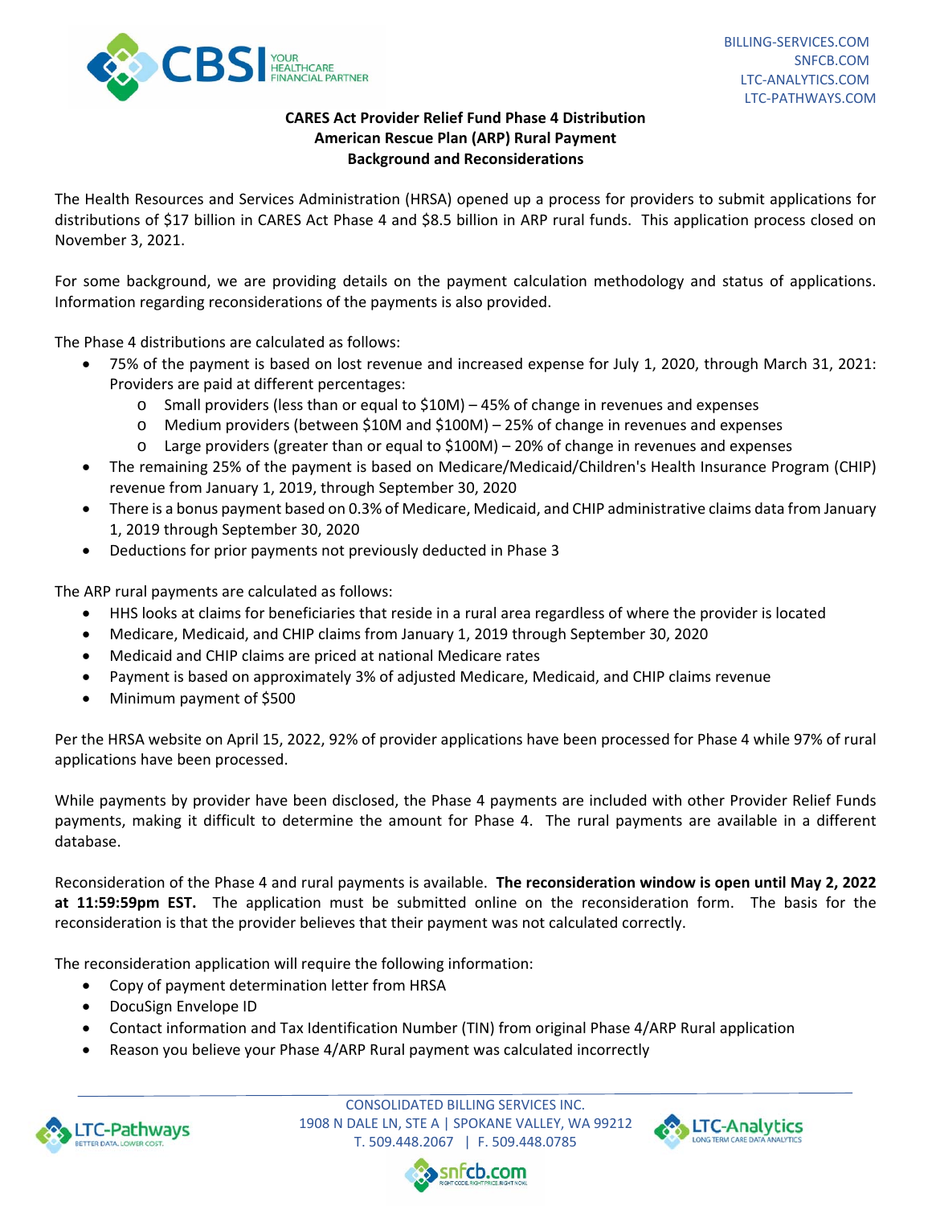**CARES Act Provider Relief Fund Phase 4 Distribution**
**American Rescue Plan (ARP) Rural Payment**
**Background and Reconsiderations**

The Health Resources and Services Administration (HRSA) opened up a process for providers to submit applications for distributions of $17 billion in CARES Act Phase 4 and $8.5 billion in ARP rural funds. This application process closed on November 3, 2021.

For some background, we are providing details on the payment calculation methodology and status of applications. Information regarding reconsiderations of the payments is also provided.

The Phase 4 distributions are calculated as follows:

- 75% of the payment is based on lost revenue and increased expense for July 1, 2020, through March 31, 2021: Providers are paid at different percentages:
  - Small providers (less than or equal to $10M) – 45% of change in revenues and expenses
  - Medium providers (between $10M and $100M) – 25% of change in revenues and expenses
  - Large providers (greater than or equal to $100M) – 20% of change in revenues and expenses
- The remaining 25% of the payment is based on Medicare/Medicaid/Children's Health Insurance Program (CHIP) revenue from January 1, 2019, through September 30, 2020
- There is a bonus payment based on 0.3% of Medicare, Medicaid, and CHIP administrative claims data from January 1, 2019 through September 30, 2020
- Deductions for prior payments not previously deducted in Phase 3

The ARP rural payments are calculated as follows:

- HHS looks at claims for beneficiaries that reside in a rural area regardless of where the provider is located
- Medicare, Medicaid, and CHIP claims from January 1, 2019 through September 30, 2020
- Medicaid and CHIP claims are priced at national Medicare rates
- Payment is based on approximately 3% of adjusted Medicare, Medicaid, and CHIP claims revenue
- Minimum payment of $500

Per the HRSA website on April 15, 2022, 92% of provider applications have been processed for Phase 4 while 97% of rural applications have been processed.

While payments by provider have been disclosed, the Phase 4 payments are included with other Provider Relief Funds payments, making it difficult to determine the amount for Phase 4. The rural payments are available in a different database.

Reconsideration of the Phase 4 and rural payments is available. **The reconsideration window is open until May 2, 2022 at 11:59:59pm EST.** The application must be submitted online on the reconsideration form. The basis for the reconsideration is that the provider believes that their payment was not calculated correctly.

The reconsideration application will require the following information:

- Copy of payment determination letter from HRSA
- DocuSign Envelope ID
- Contact information and Tax Identification Number (TIN) from original Phase 4/ARP Rural application
- Reason you believe your Phase 4/ARP Rural payment was calculated incorrectly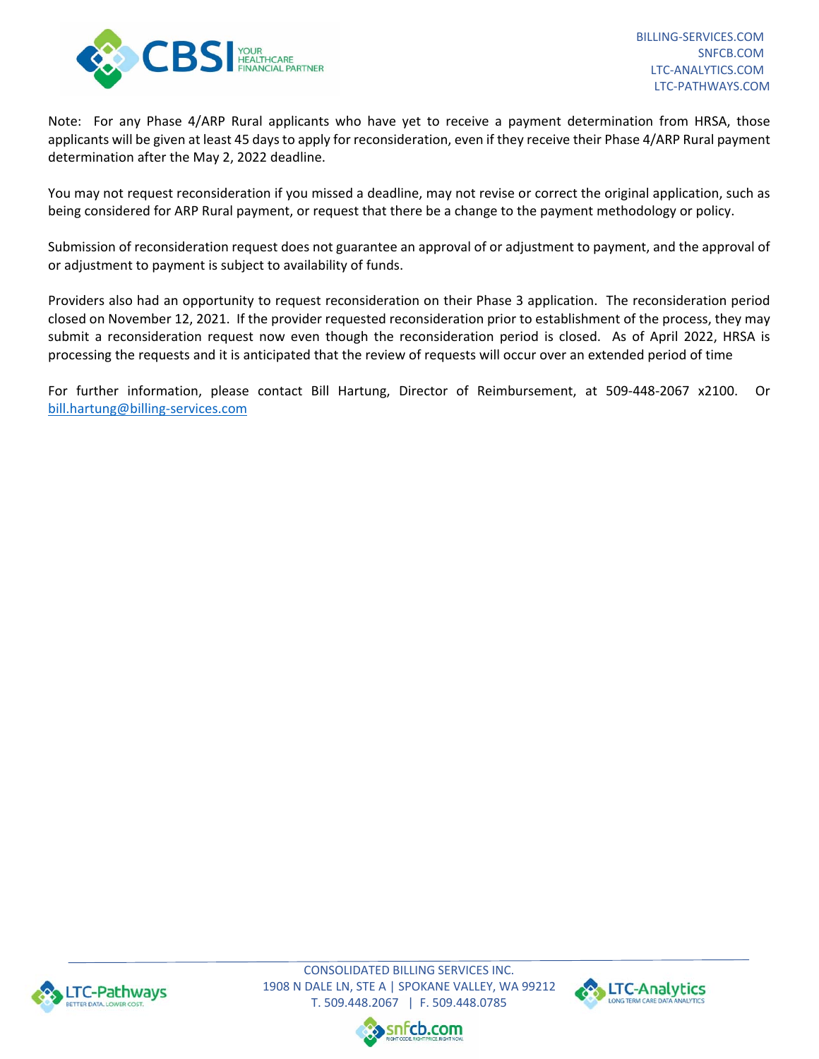Note: For any Phase 4/ARP Rural applicants who have yet to receive a payment determination from HRSA, those applicants will be given at least 45 days to apply for reconsideration, even if they receive their Phase 4/ARP Rural payment determination after the May 2, 2022 deadline.

You may not request reconsideration if you missed a deadline, may not revise or correct the original application, such as being considered for ARP Rural payment, or request that there be a change to the payment methodology or policy.

Submission of reconsideration request does not guarantee an approval of or adjustment to payment, and the approval of or adjustment to payment is subject to availability of funds.

Providers also had an opportunity to request reconsideration on their Phase 3 application. The reconsideration period closed on November 12, 2021. If the provider requested reconsideration prior to establishment of the process, they may submit a reconsideration request now even though the reconsideration period is closed. As of April 2022, HRSA is processing the requests and it is anticipated that the review of requests will occur over an extended period of time

For further information, please contact Bill Hartung, Director of Reimbursement, at 509-448-2067 x2100. Or [bill.hartung@billing-services.com](mailto:bill.hartung@billing-services.com)